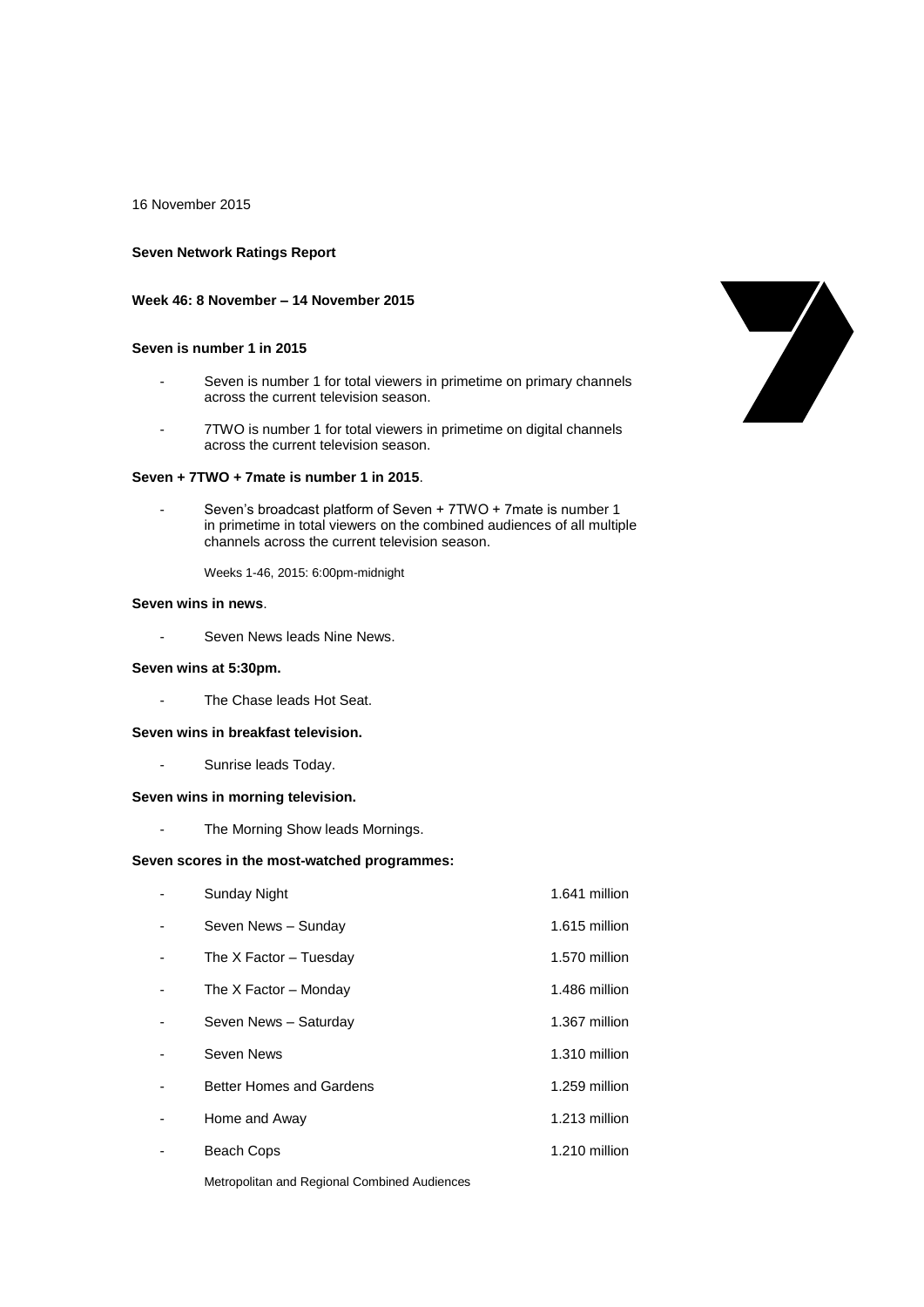16 November 2015

**Seven Network Ratings Report**

**Week 46: 8 November – 14 November 2015**

**Seven is number 1 in 2015**

- Seven is number 1 for total viewers in primetime on primary channels across the current television season.
- 7TWO is number 1 for total viewers in primetime on digital channels across the current television season.

**Seven + 7TWO + 7mate is number 1 in 2015**.

- Seven's broadcast platform of Seven + 7TWO + 7mate is number 1 in primetime in total viewers on the combined audiences of all multiple channels across the current television season.

  Weeks 1-46, 2015: 6:00pm-midnight

**Seven wins in news**.

- Seven News leads Nine News.

**Seven wins at 5:30pm.**

- The Chase leads Hot Seat.

**Seven wins in breakfast television.**

- Sunrise leads Today.

**Seven wins in morning television.**

- The Morning Show leads Mornings.

**Seven scores in the most-watched programmes:**

| | Programme | Audience |
|---|---|---|
| - | Sunday Night | 1.641 million |
| - | Seven News – Sunday | 1.615 million |
| - | The X Factor – Tuesday | 1.570 million |
| - | The X Factor – Monday | 1.486 million |
| - | Seven News – Saturday | 1.367 million |
| - | Seven News | 1.310 million |
| - | Better Homes and Gardens | 1.259 million |
| - | Home and Away | 1.213 million |
| - | Beach Cops | 1.210 million |

Metropolitan and Regional Combined Audiences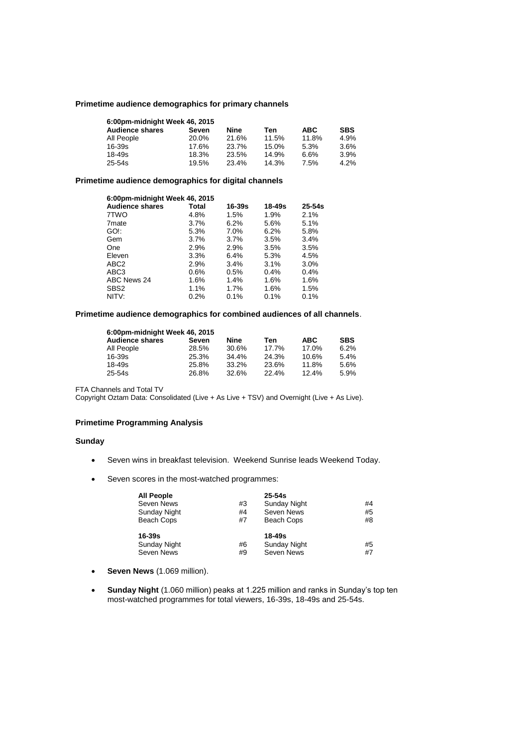**Primetime audience demographics for primary channels**

| 6:00pm-midnight Week 46, 2015 | | | | | |
|---|---|---|---|---|---|
| **Audience shares** | **Seven** | **Nine** | **Ten** | **ABC** | **SBS** |
| All People | 20.0% | 21.6% | 11.5% | 11.8% | 4.9% |
| 16-39s | 17.6% | 23.7% | 15.0% | 5.3% | 3.6% |
| 18-49s | 18.3% | 23.5% | 14.9% | 6.6% | 3.9% |
| 25-54s | 19.5% | 23.4% | 14.3% | 7.5% | 4.2% |

**Primetime audience demographics for digital channels**

| 6:00pm-midnight Week 46, 2015 | | | | |
|---|---|---|---|---|
| **Audience shares** | **Total** | **16-39s** | **18-49s** | **25-54s** |
| 7TWO | 4.8% | 1.5% | 1.9% | 2.1% |
| 7mate | 3.7% | 6.2% | 5.6% | 5.1% |
| GO!: | 5.3% | 7.0% | 6.2% | 5.8% |
| Gem | 3.7% | 3.7% | 3.5% | 3.4% |
| One | 2.9% | 2.9% | 3.5% | 3.5% |
| Eleven | 3.3% | 6.4% | 5.3% | 4.5% |
| ABC2 | 2.9% | 3.4% | 3.1% | 3.0% |
| ABC3 | 0.6% | 0.5% | 0.4% | 0.4% |
| ABC News 24 | 1.6% | 1.4% | 1.6% | 1.6% |
| SBS2 | 1.1% | 1.7% | 1.6% | 1.5% |
| NITV: | 0.2% | 0.1% | 0.1% | 0.1% |

**Primetime audience demographics for combined audiences of all channels**.

| 6:00pm-midnight Week 46, 2015 | | | | | |
|---|---|---|---|---|---|
| **Audience shares** | **Seven** | **Nine** | **Ten** | **ABC** | **SBS** |
| All People | 28.5% | 30.6% | 17.7% | 17.0% | 6.2% |
| 16-39s | 25.3% | 34.4% | 24.3% | 10.6% | 5.4% |
| 18-49s | 25.8% | 33.2% | 23.6% | 11.8% | 5.6% |
| 25-54s | 26.8% | 32.6% | 22.4% | 12.4% | 5.9% |

FTA Channels and Total TV
Copyright Oztam Data: Consolidated (Live + As Live + TSV) and Overnight (Live + As Live).

**Primetime Programming Analysis**

**Sunday**

- Seven wins in breakfast television. Weekend Sunrise leads Weekend Today.
- Seven scores in the most-watched programmes:

| **All People** | | **25-54s** | |
|---|---|---|---|
| Seven News | #3 | Sunday Night | #4 |
| Sunday Night | #4 | Seven News | #5 |
| Beach Cops | #7 | Beach Cops | #8 |
| **16-39s** | | **18-49s** | |
| Sunday Night | #6 | Sunday Night | #5 |
| Seven News | #9 | Seven News | #7 |

- **Seven News** (1.069 million).
- **Sunday Night** (1.060 million) peaks at 1.225 million and ranks in Sunday's top ten most-watched programmes for total viewers, 16-39s, 18-49s and 25-54s.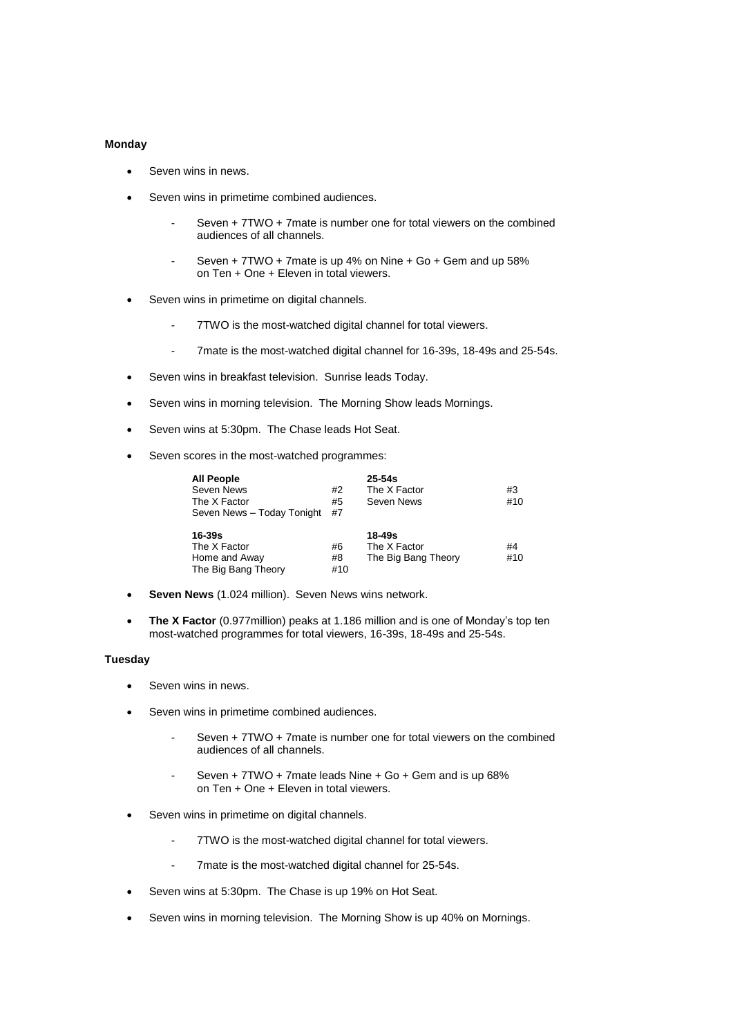**Monday**

- Seven wins in news.
- Seven wins in primetime combined audiences.
    - Seven + 7TWO + 7mate is number one for total viewers on the combined audiences of all channels.
    - Seven + 7TWO + 7mate is up 4% on Nine + Go + Gem and up 58% on Ten + One + Eleven in total viewers.
- Seven wins in primetime on digital channels.
    - 7TWO is the most-watched digital channel for total viewers.
    - 7mate is the most-watched digital channel for 16-39s, 18-49s and 25-54s.
- Seven wins in breakfast television. Sunrise leads Today.
- Seven wins in morning television. The Morning Show leads Mornings.
- Seven wins at 5:30pm. The Chase leads Hot Seat.
- Seven scores in the most-watched programmes:

| **All People** | | **25-54s** | |
|---|---|---|---|
| Seven News | #2 | The X Factor | #3 |
| The X Factor | #5 | Seven News | #10 |
| Seven News – Today Tonight | #7 | | |
| **16-39s** | | **18-49s** | |
| The X Factor | #6 | The X Factor | #4 |
| Home and Away | #8 | The Big Bang Theory | #10 |
| The Big Bang Theory | #10 | | |

- **Seven News** (1.024 million). Seven News wins network.
- **The X Factor** (0.977million) peaks at 1.186 million and is one of Monday's top ten most-watched programmes for total viewers, 16-39s, 18-49s and 25-54s.

**Tuesday**

- Seven wins in news.
- Seven wins in primetime combined audiences.
    - Seven + 7TWO + 7mate is number one for total viewers on the combined audiences of all channels.
    - Seven + 7TWO + 7mate leads Nine + Go + Gem and is up 68% on Ten + One + Eleven in total viewers.
- Seven wins in primetime on digital channels.
    - 7TWO is the most-watched digital channel for total viewers.
    - 7mate is the most-watched digital channel for 25-54s.
- Seven wins at 5:30pm. The Chase is up 19% on Hot Seat.
- Seven wins in morning television. The Morning Show is up 40% on Mornings.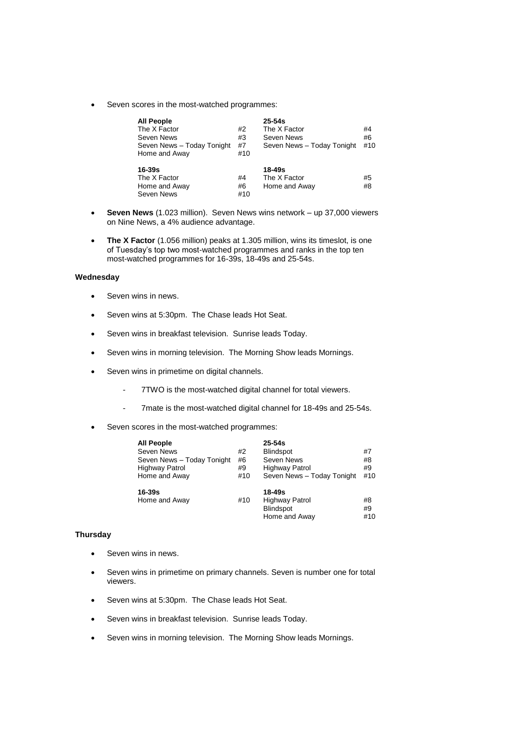- Seven scores in the most-watched programmes:

| **All People** | | **25-54s** | |
|---|---|---|---|
| The X Factor | #2 | The X Factor | #4 |
| Seven News | #3 | Seven News | #6 |
| Seven News – Today Tonight | #7 | Seven News – Today Tonight | #10 |
| Home and Away | #10 | | |
| **16-39s** | | **18-49s** | |
| The X Factor | #4 | The X Factor | #5 |
| Home and Away | #6 | Home and Away | #8 |
| Seven News | #10 | | |

- **Seven News** (1.023 million). Seven News wins network – up 37,000 viewers on Nine News, a 4% audience advantage.

- **The X Factor** (1.056 million) peaks at 1.305 million, wins its timeslot, is one of Tuesday's top two most-watched programmes and ranks in the top ten most-watched programmes for 16-39s, 18-49s and 25-54s.

**Wednesday**

- Seven wins in news.

- Seven wins at 5:30pm. The Chase leads Hot Seat.

- Seven wins in breakfast television. Sunrise leads Today.

- Seven wins in morning television. The Morning Show leads Mornings.

- Seven wins in primetime on digital channels.
  - 7TWO is the most-watched digital channel for total viewers.
  - 7mate is the most-watched digital channel for 18-49s and 25-54s.

- Seven scores in the most-watched programmes:

| **All People** | | **25-54s** | |
|---|---|---|---|
| Seven News | #2 | Blindspot | #7 |
| Seven News – Today Tonight | #6 | Seven News | #8 |
| Highway Patrol | #9 | Highway Patrol | #9 |
| Home and Away | #10 | Seven News – Today Tonight | #10 |
| **16-39s** | | **18-49s** | |
| Home and Away | #10 | Highway Patrol | #8 |
| | | Blindspot | #9 |
| | | Home and Away | #10 |

**Thursday**

- Seven wins in news.

- Seven wins in primetime on primary channels. Seven is number one for total viewers.

- Seven wins at 5:30pm. The Chase leads Hot Seat.

- Seven wins in breakfast television. Sunrise leads Today.

- Seven wins in morning television. The Morning Show leads Mornings.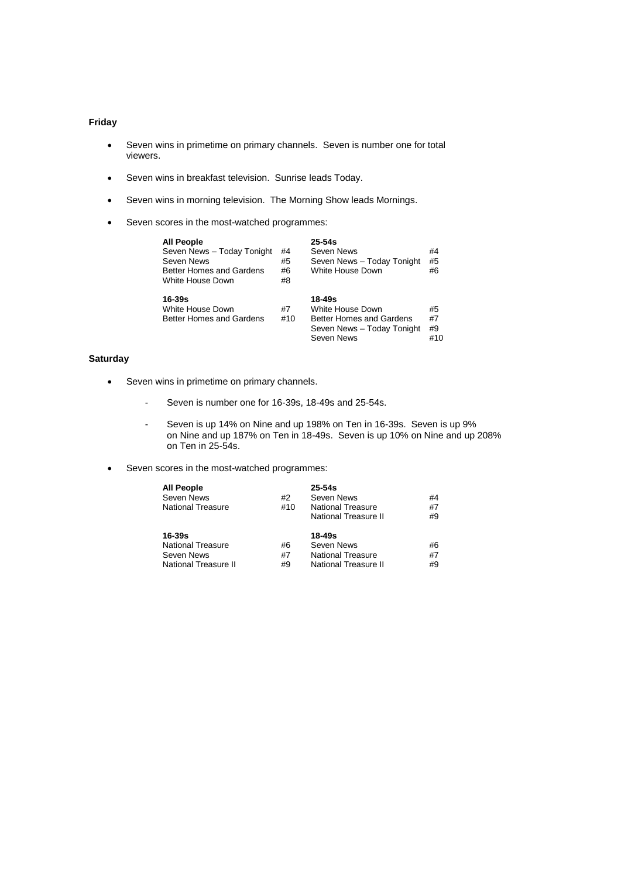**Friday**

- Seven wins in primetime on primary channels. Seven is number one for total viewers.
- Seven wins in breakfast television. Sunrise leads Today.
- Seven wins in morning television. The Morning Show leads Mornings.
- Seven scores in the most-watched programmes:

| **All People** | | **25-54s** | |
|---|---|---|---|
| Seven News – Today Tonight | #4 | Seven News | #4 |
| Seven News | #5 | Seven News – Today Tonight | #5 |
| Better Homes and Gardens | #6 | White House Down | #6 |
| White House Down | #8 | | |
| **16-39s** | | **18-49s** | |
| White House Down | #7 | White House Down | #5 |
| Better Homes and Gardens | #10 | Better Homes and Gardens | #7 |
| | | Seven News – Today Tonight | #9 |
| | | Seven News | #10 |

**Saturday**

- Seven wins in primetime on primary channels.
  - Seven is number one for 16-39s, 18-49s and 25-54s.
  - Seven is up 14% on Nine and up 198% on Ten in 16-39s. Seven is up 9% on Nine and up 187% on Ten in 18-49s. Seven is up 10% on Nine and up 208% on Ten in 25-54s.
- Seven scores in the most-watched programmes:

| **All People** | | **25-54s** | |
|---|---|---|---|
| Seven News | #2 | Seven News | #4 |
| National Treasure | #10 | National Treasure | #7 |
| | | National Treasure II | #9 |
| **16-39s** | | **18-49s** | |
| National Treasure | #6 | Seven News | #6 |
| Seven News | #7 | National Treasure | #7 |
| National Treasure II | #9 | National Treasure II | #9 |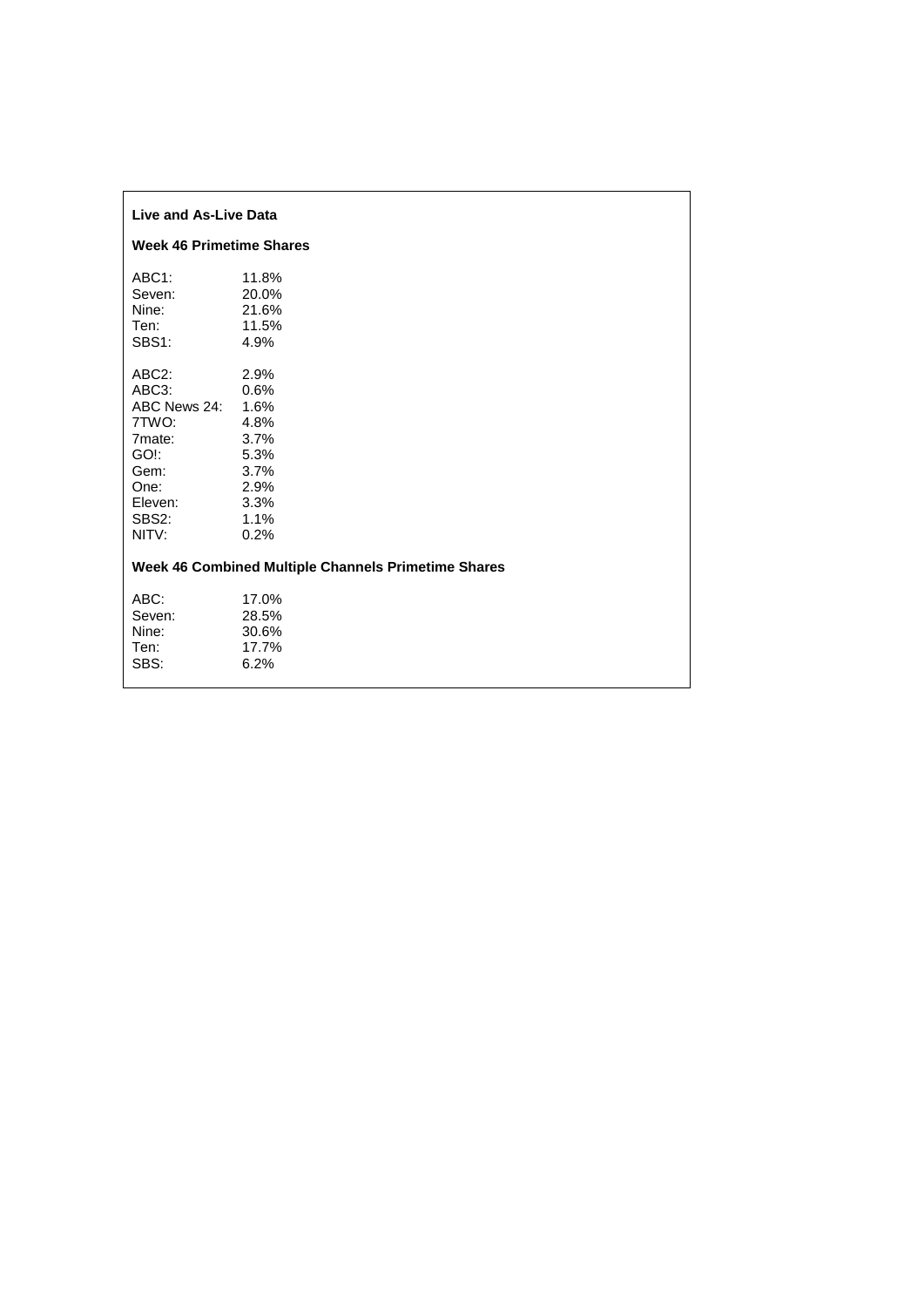**Live and As-Live Data**

**Week 46 Primetime Shares**

| | |
|---|---|
| ABC1: | 11.8% |
| Seven: | 20.0% |
| Nine: | 21.6% |
| Ten: | 11.5% |
| SBS1: | 4.9% |

| | |
|---|---|
| ABC2: | 2.9% |
| ABC3: | 0.6% |
| ABC News 24: | 1.6% |
| 7TWO: | 4.8% |
| 7mate: | 3.7% |
| GO!: | 5.3% |
| Gem: | 3.7% |
| One: | 2.9% |
| Eleven: | 3.3% |
| SBS2: | 1.1% |
| NITV: | 0.2% |

**Week 46 Combined Multiple Channels Primetime Shares**

| | |
|---|---|
| ABC: | 17.0% |
| Seven: | 28.5% |
| Nine: | 30.6% |
| Ten: | 17.7% |
| SBS: | 6.2% |